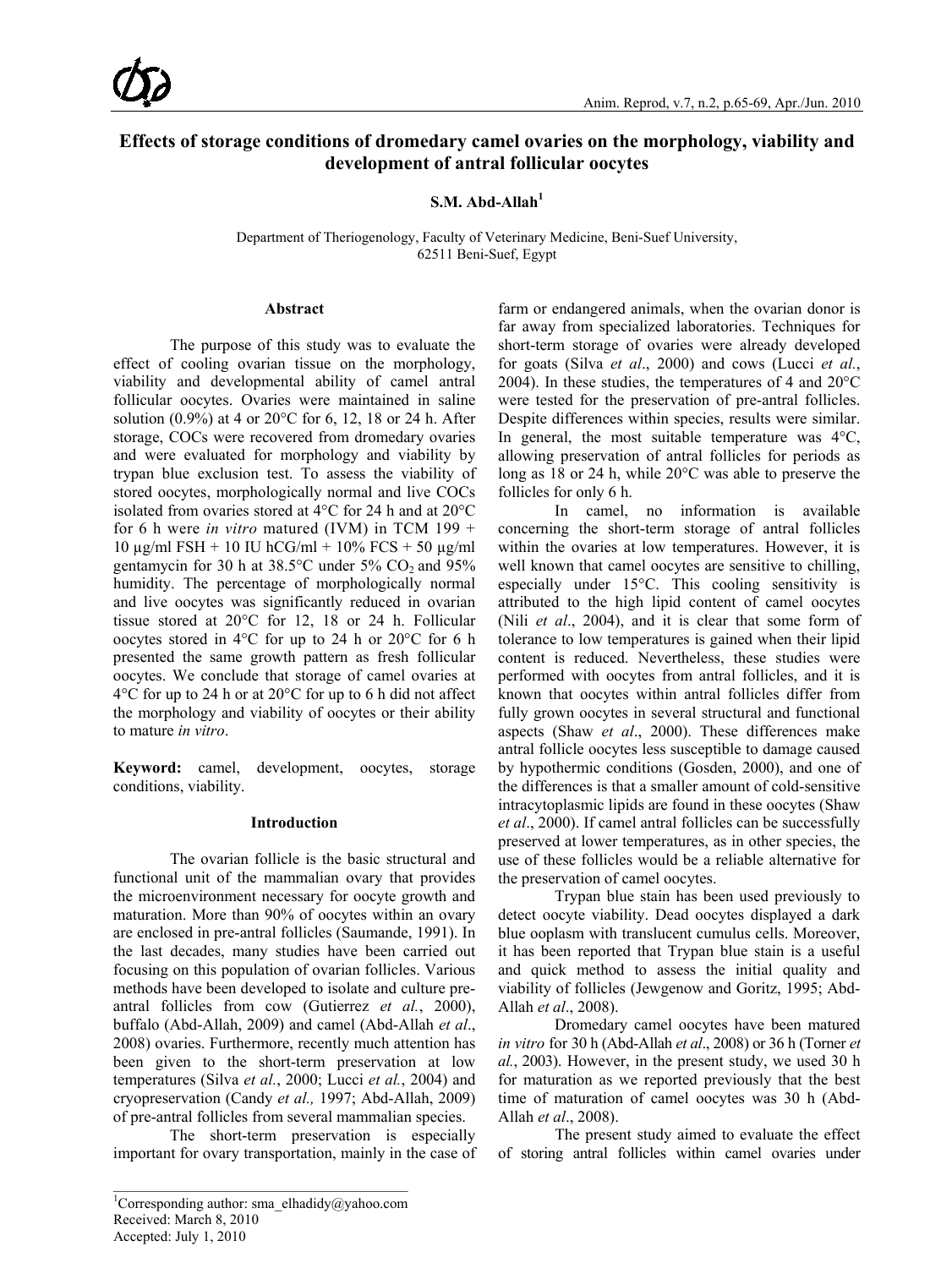# Effects of storage conditions of dromedary camel ovaries on the morphology, viability and development of antral follicular oocytes

**S.M. Abd-Allah[1]**

Department of Theriogenology, Faculty of Veterinary Medicine, Beni-Suef University, 62511 Beni-Suef, Egypt

## Abstract

The purpose of this study was to evaluate the effect of cooling ovarian tissue on the morphology, viability and developmental ability of camel antral follicular oocytes. Ovaries were maintained in saline solution (0.9%) at 4 or 20°C for 6, 12, 18 or 24 h. After storage, COCs were recovered from dromedary ovaries and were evaluated for morphology and viability by trypan blue exclusion test. To assess the viability of stored oocytes, morphologically normal and live COCs isolated from ovaries stored at 4°C for 24 h and at 20°C for 6 h were *in vitro* matured (IVM) in TCM 199 + 10 µg/ml FSH + 10 IU hCG/ml + 10% FCS + 50 µg/ml gentamycin for 30 h at 38.5°C under 5% $CO_2$ and 95% humidity. The percentage of morphologically normal and live oocytes was significantly reduced in ovarian tissue stored at 20°C for 12, 18 or 24 h. Follicular oocytes stored in 4°C for up to 24 h or 20°C for 6 h presented the same growth pattern as fresh follicular oocytes. We conclude that storage of camel ovaries at 4°C for up to 24 h or at 20°C for up to 6 h did not affect the morphology and viability of oocytes or their ability to mature *in vitro*.

**Keyword:** camel, development, oocytes, storage conditions, viability.

## Introduction

The ovarian follicle is the basic structural and functional unit of the mammalian ovary that provides the microenvironment necessary for oocyte growth and maturation. More than 90% of oocytes within an ovary are enclosed in pre-antral follicles (Saumande, 1991). In the last decades, many studies have been carried out focusing on this population of ovarian follicles. Various methods have been developed to isolate and culture pre-antral follicles from cow (Gutierrez *et al.*, 2000), buffalo (Abd-Allah, 2009) and camel (Abd-Allah *et al*., 2008) ovaries. Furthermore, recently much attention has been given to the short-term preservation at low temperatures (Silva *et al.*, 2000; Lucci *et al.*, 2004) and cryopreservation (Candy *et al.,* 1997; Abd-Allah, 2009) of pre-antral follicles from several mammalian species.

The short-term preservation is especially important for ovary transportation, mainly in the case of farm or endangered animals, when the ovarian donor is far away from specialized laboratories. Techniques for short-term storage of ovaries were already developed for goats (Silva *et al*., 2000) and cows (Lucci *et al.*, 2004). In these studies, the temperatures of 4 and 20°C were tested for the preservation of pre-antral follicles. Despite differences within species, results were similar. In general, the most suitable temperature was 4°C, allowing preservation of antral follicles for periods as long as 18 or 24 h, while 20°C was able to preserve the follicles for only 6 h.

In camel, no information is available concerning the short-term storage of antral follicles within the ovaries at low temperatures. However, it is well known that camel oocytes are sensitive to chilling, especially under 15°C. This cooling sensitivity is attributed to the high lipid content of camel oocytes (Nili *et al*., 2004), and it is clear that some form of tolerance to low temperatures is gained when their lipid content is reduced. Nevertheless, these studies were performed with oocytes from antral follicles, and it is known that oocytes within antral follicles differ from fully grown oocytes in several structural and functional aspects (Shaw *et al*., 2000). These differences make antral follicle oocytes less susceptible to damage caused by hypothermic conditions (Gosden, 2000), and one of the differences is that a smaller amount of cold-sensitive intracytoplasmic lipids are found in these oocytes (Shaw *et al*., 2000). If camel antral follicles can be successfully preserved at lower temperatures, as in other species, the use of these follicles would be a reliable alternative for the preservation of camel oocytes.

Trypan blue stain has been used previously to detect oocyte viability. Dead oocytes displayed a dark blue ooplasm with translucent cumulus cells. Moreover, it has been reported that Trypan blue stain is a useful and quick method to assess the initial quality and viability of follicles (Jewgenow and Goritz, 1995; Abd-Allah *et al*., 2008).

Dromedary camel oocytes have been matured *in vitro* for 30 h (Abd-Allah *et al*., 2008) or 36 h (Torner *et al.*, 2003). However, in the present study, we used 30 h for maturation as we reported previously that the best time of maturation of camel oocytes was 30 h (Abd-Allah *et al*., 2008).

The present study aimed to evaluate the effect of storing antral follicles within camel ovaries under

[1]Corresponding author: sma_elhadidy@yahoo.com
Received: March 8, 2010
Accepted: July 1, 2010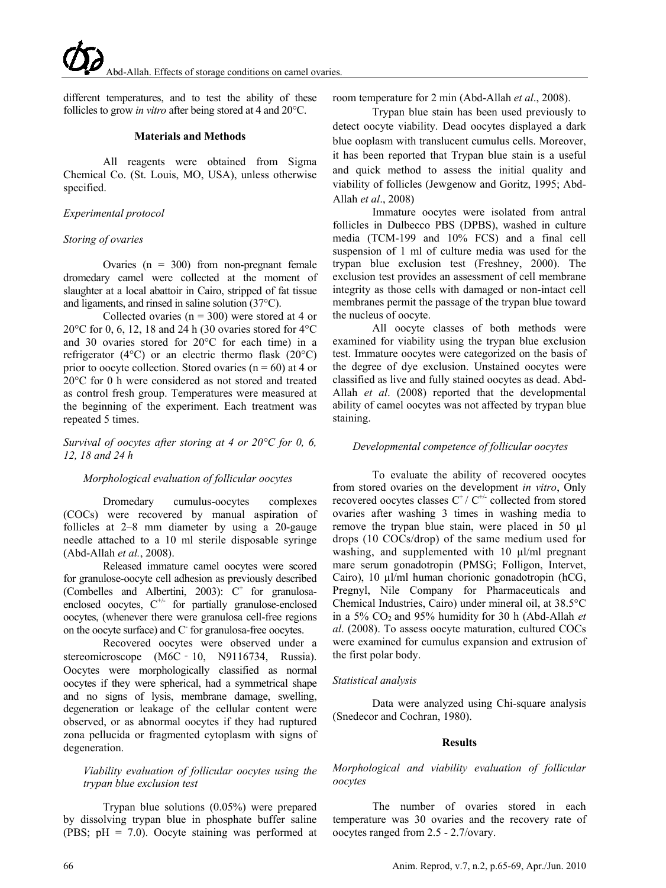different temperatures, and to test the ability of these follicles to grow *in vitro* after being stored at 4 and 20°C.

## Materials and Methods

All reagents were obtained from Sigma Chemical Co. (St. Louis, MO, USA), unless otherwise specified.

### *Experimental protocol*

### *Storing of ovaries*

Ovaries (n = 300) from non-pregnant female dromedary camel were collected at the moment of slaughter at a local abattoir in Cairo, stripped of fat tissue and ligaments, and rinsed in saline solution (37°C).

Collected ovaries (n = 300) were stored at 4 or 20°C for 0, 6, 12, 18 and 24 h (30 ovaries stored for 4°C and 30 ovaries stored for 20°C for each time) in a refrigerator (4°C) or an electric thermo flask (20°C) prior to oocyte collection. Stored ovaries (n = 60) at 4 or 20°C for 0 h were considered as not stored and treated as control fresh group. Temperatures were measured at the beginning of the experiment. Each treatment was repeated 5 times.

### *Survival of oocytes after storing at 4 or 20°C for 0, 6, 12, 18 and 24 h*

#### *Morphological evaluation of follicular oocytes*

Dromedary cumulus-oocytes complexes (COCs) were recovered by manual aspiration of follicles at 2–8 mm diameter by using a 20-gauge needle attached to a 10 ml sterile disposable syringe (Abd-Allah *et al.*, 2008).

Released immature camel oocytes were scored for granulose-oocyte cell adhesion as previously described (Combelles and Albertini, 2003): $C^+$ for granulosa-enclosed oocytes, $C^{+/-}$ for partially granulose-enclosed oocytes, (whenever there were granulosa cell-free regions on the oocyte surface) and $C^-$ for granulosa-free oocytes.

Recovered oocytes were observed under a stereomicroscope (M6C - 10, N9116734, Russia). Oocytes were morphologically classified as normal oocytes if they were spherical, had a symmetrical shape and no signs of lysis, membrane damage, swelling, degeneration or leakage of the cellular content were observed, or as abnormal oocytes if they had ruptured zona pellucida or fragmented cytoplasm with signs of degeneration.

#### *Viability evaluation of follicular oocytes using the trypan blue exclusion test*

Trypan blue solutions (0.05%) were prepared by dissolving trypan blue in phosphate buffer saline (PBS; pH = 7.0). Oocyte staining was performed at room temperature for 2 min (Abd-Allah *et al*., 2008).

Trypan blue stain has been used previously to detect oocyte viability. Dead oocytes displayed a dark blue ooplasm with translucent cumulus cells. Moreover, it has been reported that Trypan blue stain is a useful and quick method to assess the initial quality and viability of follicles (Jewgenow and Goritz, 1995; Abd-Allah *et al*., 2008)

Immature oocytes were isolated from antral follicles in Dulbecco PBS (DPBS), washed in culture media (TCM-199 and 10% FCS) and a final cell suspension of 1 ml of culture media was used for the trypan blue exclusion test (Freshney, 2000). The exclusion test provides an assessment of cell membrane integrity as those cells with damaged or non-intact cell membranes permit the passage of the trypan blue toward the nucleus of oocyte.

All oocyte classes of both methods were examined for viability using the trypan blue exclusion test. Immature oocytes were categorized on the basis of the degree of dye exclusion. Unstained oocytes were classified as live and fully stained oocytes as dead. Abd-Allah *et al*. (2008) reported that the developmental ability of camel oocytes was not affected by trypan blue staining.

#### *Developmental competence of follicular oocytes*

To evaluate the ability of recovered oocytes from stored ovaries on the development *in vitro*, Only recovered oocytes classes $C^+$ / $C^{+/-}$ collected from stored ovaries after washing 3 times in washing media to remove the trypan blue stain, were placed in 50 µl drops (10 COCs/drop) of the same medium used for washing, and supplemented with 10 µl/ml pregnant mare serum gonadotropin (PMSG; Folligon, Intervet, Cairo), 10 µl/ml human chorionic gonadotropin (hCG, Pregnyl, Nile Company for Pharmaceuticals and Chemical Industries, Cairo) under mineral oil, at 38.5°C in a 5% $CO_2$ and 95% humidity for 30 h (Abd-Allah *et al*. (2008). To assess oocyte maturation, cultured COCs were examined for cumulus expansion and extrusion of the first polar body.

### *Statistical analysis*

Data were analyzed using Chi-square analysis (Snedecor and Cochran, 1980).

## Results

### *Morphological and viability evaluation of follicular oocytes*

The number of ovaries stored in each temperature was 30 ovaries and the recovery rate of oocytes ranged from 2.5 - 2.7/ovary.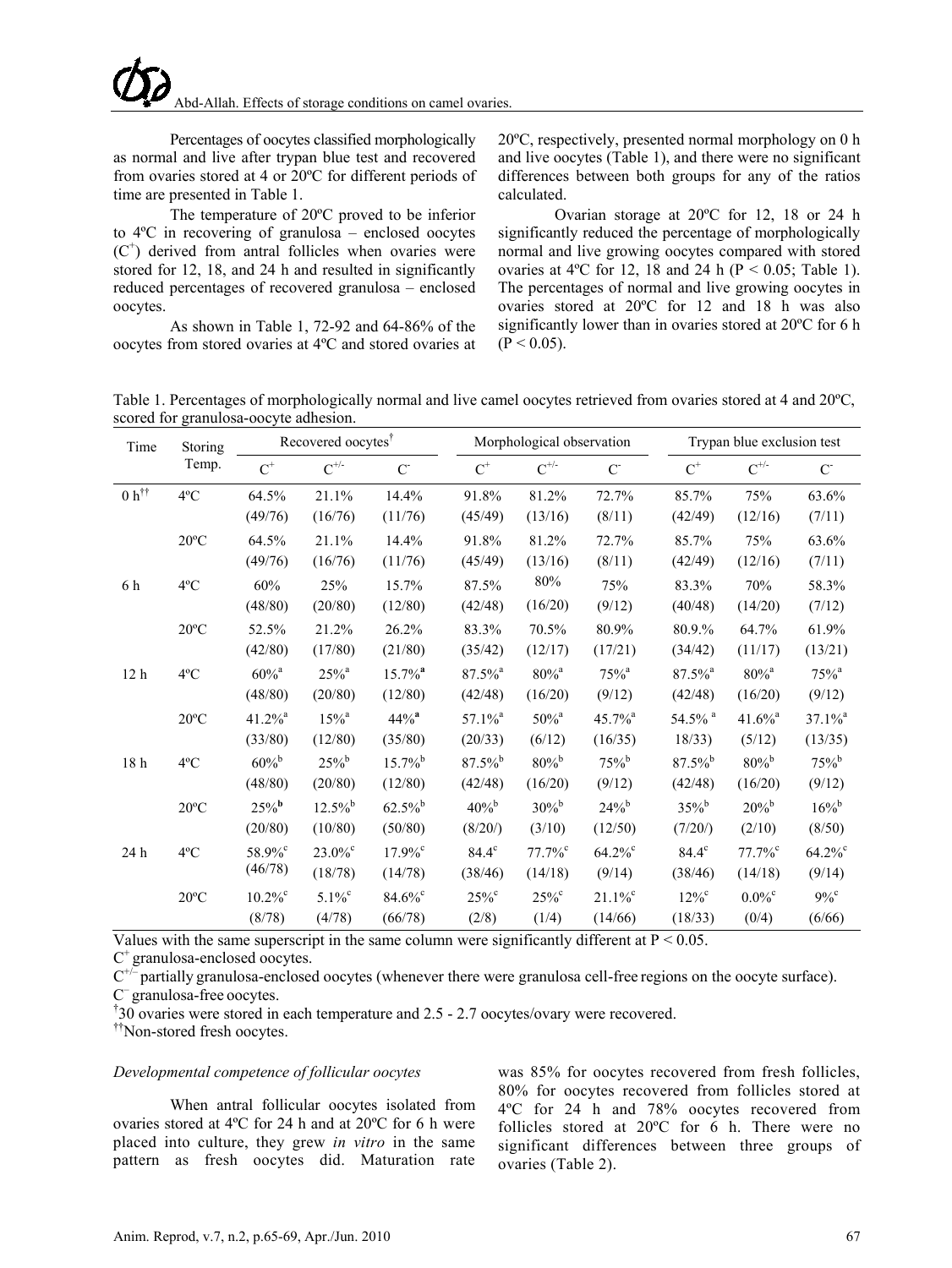Percentages of oocytes classified morphologically as normal and live after trypan blue test and recovered from ovaries stored at 4 or 20ºC for different periods of time are presented in Table 1.

The temperature of 20ºC proved to be inferior to 4ºC in recovering of granulosa – enclosed oocytes ($C^{+}$) derived from antral follicles when ovaries were stored for 12, 18, and 24 h and resulted in significantly reduced percentages of recovered granulosa – enclosed oocytes.

As shown in Table 1, 72-92 and 64-86% of the oocytes from stored ovaries at 4ºC and stored ovaries at 20ºC, respectively, presented normal morphology on 0 h and live oocytes (Table 1), and there were no significant differences between both groups for any of the ratios calculated.

Ovarian storage at 20ºC for 12, 18 or 24 h significantly reduced the percentage of morphologically normal and live growing oocytes compared with stored ovaries at 4ºC for 12, 18 and 24 h ($P < 0.05$; Table 1). The percentages of normal and live growing oocytes in ovaries stored at 20ºC for 12 and 18 h was also significantly lower than in ovaries stored at 20ºC for 6 h ($P < 0.05$).

Table 1. Percentages of morphologically normal and live camel oocytes retrieved from ovaries stored at 4 and 20ºC, scored for granulosa-oocyte adhesion.

| Time | Storing Temp. | Recovered oocytes[†] | | | Morphological observation | | | Trypan blue exclusion test | | |
|---|---|---|---|---|---|---|---|---|---|---|
| | | $C^{+}$ | $C^{+/-}$ | $C^{-}$ | $C^{+}$ | $C^{+/-}$ | $C^{-}$ | $C^{+}$ | $C^{+/-}$ | $C^{-}$ |
| 0 h[††] | 4ºC | 64.5% (49/76) | 21.1% (16/76) | 14.4% (11/76) | 91.8% (45/49) | 81.2% (13/16) | 72.7% (8/11) | 85.7% (42/49) | 75% (12/16) | 63.6% (7/11) |
| | 20ºC | 64.5% (49/76) | 21.1% (16/76) | 14.4% (11/76) | 91.8% (45/49) | 81.2% (13/16) | 72.7% (8/11) | 85.7% (42/49) | 75% (12/16) | 63.6% (7/11) |
| 6 h | 4ºC | 60% (48/80) | 25% (20/80) | 15.7% (12/80) | 87.5% (42/48) | 80% (16/20) | 75% (9/12) | 83.3% (40/48) | 70% (14/20) | 58.3% (7/12) |
| | 20ºC | 52.5% (42/80) | 21.2% (17/80) | 26.2% (21/80) | 83.3% (35/42) | 70.5% (12/17) | 80.9% (17/21) | 80.9.% (34/42) | 64.7% (11/17) | 61.9% (13/21) |
| 12 h | 4ºC | 60%[a] (48/80) | 25%[a] (20/80) | 15.7%[a] (12/80) | 87.5%[a] (42/48) | 80%[a] (16/20) | 75%[a] (9/12) | 87.5%[a] (42/48) | 80%[a] (16/20) | 75%[a] (9/12) |
| | 20ºC | 41.2%[a] (33/80) | 15%[a] (12/80) | 44%[a] (35/80) | 57.1%[a] (20/33) | 50%[a] (6/12) | 45.7%[a] (16/35) | 54.5%[a] 18/33) | 41.6%[a] (5/12) | 37.1%[a] (13/35) |
| 18 h | 4ºC | 60%[b] (48/80) | 25%[b] (20/80) | 15.7%[b] (12/80) | 87.5%[b] (42/48) | 80%[b] (16/20) | 75%[b] (9/12) | 87.5%[b] (42/48) | 80%[b] (16/20) | 75%[b] (9/12) |
| | 20ºC | 25%[b] (20/80) | 12.5%[b] (10/80) | 62.5%[b] (50/80) | 40%[b] (8/20/) | 30%[b] (3/10) | 24%[b] (12/50) | 35%[b] (7/20/) | 20%[b] (2/10) | 16%[b] (8/50) |
| 24 h | 4ºC | 58.9%[c] (46/78) | 23.0%[c] (18/78) | 17.9%[c] (14/78) | 84.4[c] (38/46) | 77.7%[c] (14/18) | 64.2%[c] (9/14) | 84.4[c] (38/46) | 77.7%[c] (14/18) | 64.2%[c] (9/14) |
| | 20ºC | 10.2%[c] (8/78) | 5.1%[c] (4/78) | 84.6%[c] (66/78) | 25%[c] (2/8) | 25%[c] (1/4) | 21.1%[c] (14/66) | 12%[c] (18/33) | 0.0%[c] (0/4) | 9%[c] (6/66) |

Values with the same superscript in the same column were significantly different at $P < 0.05$.
$C^{+}$ granulosa-enclosed oocytes.
$C^{+/-}$ partially granulosa-enclosed oocytes (whenever there were granulosa cell-free regions on the oocyte surface).
$C^{-}$ granulosa-free oocytes.
[†]30 ovaries were stored in each temperature and 2.5 - 2.7 oocytes/ovary were recovered.
[††]Non-stored fresh oocytes.

*Developmental competence of follicular oocytes*

When antral follicular oocytes isolated from ovaries stored at 4ºC for 24 h and at 20ºC for 6 h were placed into culture, they grew *in vitro* in the same pattern as fresh oocytes did. Maturation rate was 85% for oocytes recovered from fresh follicles, 80% for oocytes recovered from follicles stored at 4ºC for 24 h and 78% oocytes recovered from follicles stored at 20ºC for 6 h. There were no significant differences between three groups of ovaries (Table 2).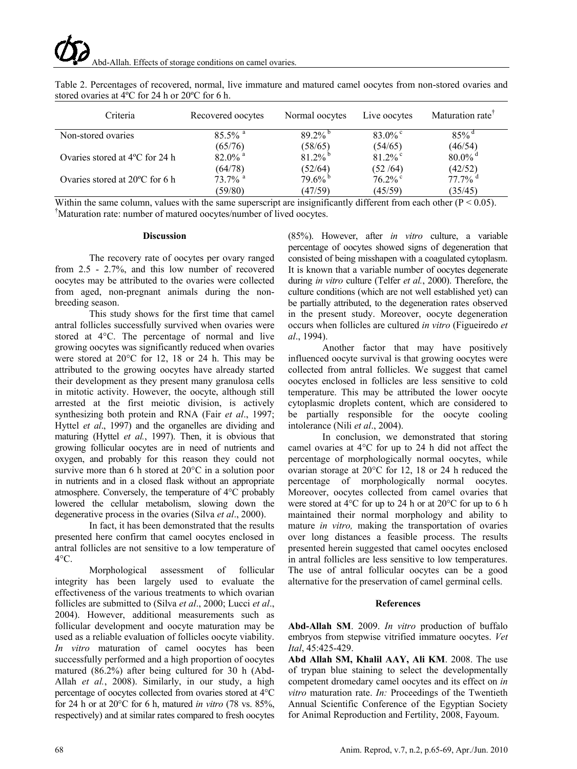Table 2. Percentages of recovered, normal, live immature and matured camel oocytes from non-stored ovaries and stored ovaries at 4ºC for 24 h or 20ºC for 6 h.

| Criteria | Recovered oocytes | Normal oocytes | Live oocytes | Maturation rate[†] |
|---|---|---|---|---|
| Non-stored ovaries | 85.5% [a] (65/76) | 89.2% [b] (58/65) | 83.0% [c] (54/65) | 85% [d] (46/54) |
| Ovaries stored at 4ºC for 24 h | 82.0% [a] (64/78) | 81.2% [b] (52/64) | 81.2% [c] (52 /64) | 80.0% [d] (42/52) |
| Ovaries stored at 20ºC for 6 h | 73.7% [a] (59/80) | 79.6% [b] (47/59) | 76.2% [c] (45/59) | 77.7% [d] (35/45) |

Within the same column, values with the same superscript are insignificantly different from each other ($P < 0.05$).
[†]Maturation rate: number of matured oocytes/number of lived oocytes.

## Discussion

The recovery rate of oocytes per ovary ranged from 2.5 - 2.7%, and this low number of recovered oocytes may be attributed to the ovaries were collected from aged, non-pregnant animals during the non-breeding season.

This study shows for the first time that camel antral follicles successfully survived when ovaries were stored at 4°C. The percentage of normal and live growing oocytes was significantly reduced when ovaries were stored at 20°C for 12, 18 or 24 h. This may be attributed to the growing oocytes have already started their development as they present many granulosa cells in mitotic activity. However, the oocyte, although still arrested at the first meiotic division, is actively synthesizing both protein and RNA (Fair *et al*., 1997; Hyttel *et al*., 1997) and the organelles are dividing and maturing (Hyttel *et al.*, 1997). Then, it is obvious that growing follicular oocytes are in need of nutrients and oxygen, and probably for this reason they could not survive more than 6 h stored at 20°C in a solution poor in nutrients and in a closed flask without an appropriate atmosphere. Conversely, the temperature of 4°C probably lowered the cellular metabolism, slowing down the degenerative process in the ovaries (Silva *et al*., 2000).

In fact, it has been demonstrated that the results presented here confirm that camel oocytes enclosed in antral follicles are not sensitive to a low temperature of 4°C.

Morphological assessment of follicular integrity has been largely used to evaluate the effectiveness of the various treatments to which ovarian follicles are submitted to (Silva *et al*., 2000; Lucci *et al*., 2004). However, additional measurements such as follicular development and oocyte maturation may be used as a reliable evaluation of follicles oocyte viability. *In vitro* maturation of camel oocytes has been successfully performed and a high proportion of oocytes matured (86.2%) after being cultured for 30 h (Abd-Allah *et al.*, 2008). Similarly, in our study, a high percentage of oocytes collected from ovaries stored at 4°C for 24 h or at 20°C for 6 h, matured *in vitro* (78 vs. 85%, respectively) and at similar rates compared to fresh oocytes (85%). However, after *in vitro* culture, a variable percentage of oocytes showed signs of degeneration that consisted of being misshapen with a coagulated cytoplasm. It is known that a variable number of oocytes degenerate during *in vitro* culture (Telfer *et al.*, 2000). Therefore, the culture conditions (which are not well established yet) can be partially attributed, to the degeneration rates observed in the present study. Moreover, oocyte degeneration occurs when follicles are cultured *in vitro* (Figueiredo *et al*., 1994).

Another factor that may have positively influenced oocyte survival is that growing oocytes were collected from antral follicles. We suggest that camel oocytes enclosed in follicles are less sensitive to cold temperature. This may be attributed the lower oocyte cytoplasmic droplets content, which are considered to be partially responsible for the oocyte cooling intolerance (Nili *et al*., 2004).

In conclusion, we demonstrated that storing camel ovaries at 4°C for up to 24 h did not affect the percentage of morphologically normal oocytes, while ovarian storage at 20°C for 12, 18 or 24 h reduced the percentage of morphologically normal oocytes. Moreover, oocytes collected from camel ovaries that were stored at 4°C for up to 24 h or at 20°C for up to 6 h maintained their normal morphology and ability to mature *in vitro,* making the transportation of ovaries over long distances a feasible process. The results presented herein suggested that camel oocytes enclosed in antral follicles are less sensitive to low temperatures. The use of antral follicular oocytes can be a good alternative for the preservation of camel germinal cells.

## References

**Abd-Allah SM**. 2009. *In vitro* production of buffalo embryos from stepwise vitrified immature oocytes. *Vet Ital*, 45:425-429.

**Abd Allah SM, Khalil AAY, Ali KM**. 2008. The use of trypan blue staining to select the developmentally competent dromedary camel oocytes and its effect on *in vitro* maturation rate. *In:* Proceedings of the Twentieth Annual Scientific Conference of the Egyptian Society for Animal Reproduction and Fertility, 2008, Fayoum.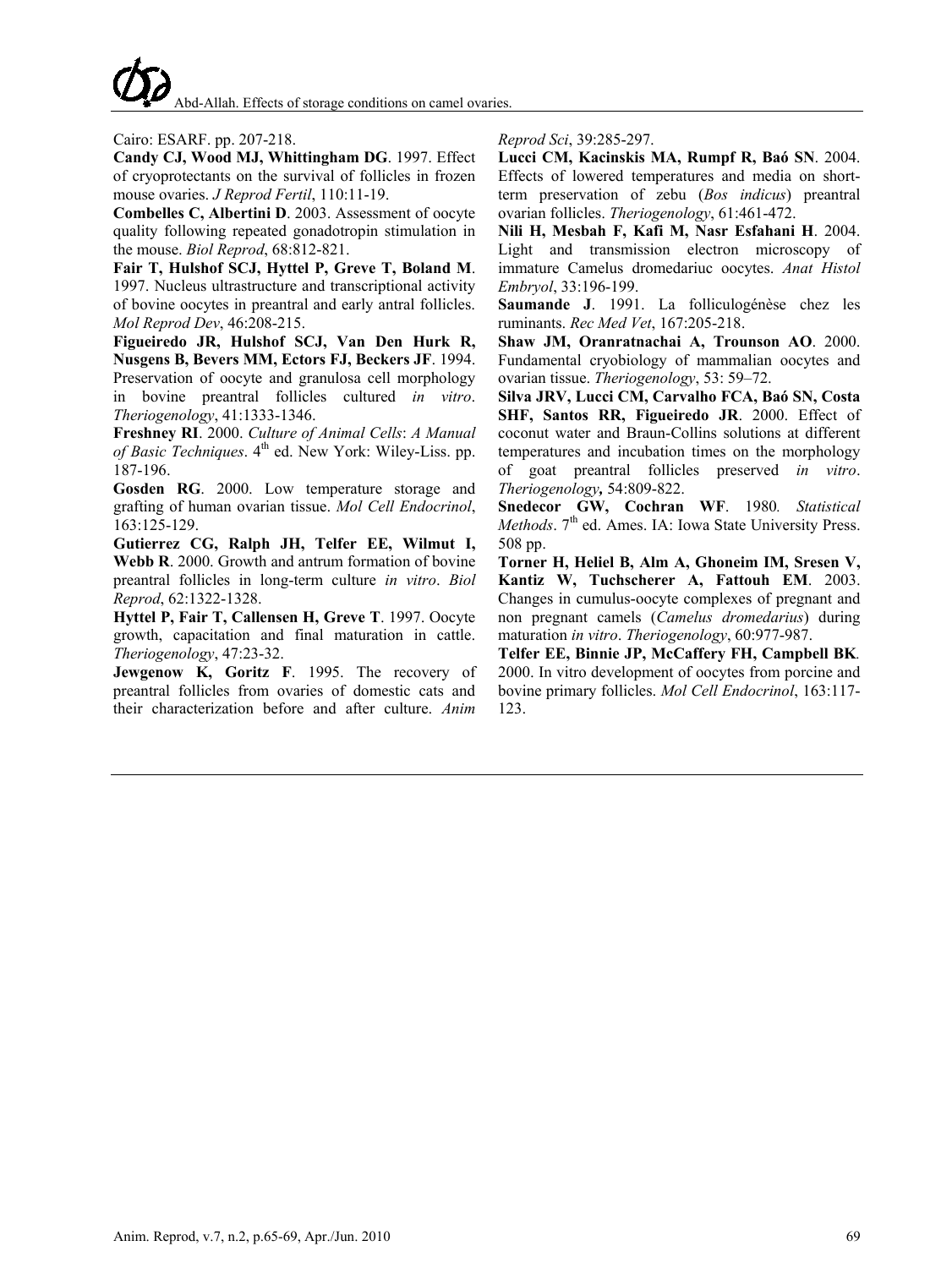Cairo: ESARF. pp. 207-218.

**Candy CJ, Wood MJ, Whittingham DG**. 1997. Effect of cryoprotectants on the survival of follicles in frozen mouse ovaries. *J Reprod Fertil*, 110:11-19.

**Combelles C, Albertini D**. 2003. Assessment of oocyte quality following repeated gonadotropin stimulation in the mouse. *Biol Reprod*, 68:812-821.

**Fair T, Hulshof SCJ, Hyttel P, Greve T, Boland M**. 1997. Nucleus ultrastructure and transcriptional activity of bovine oocytes in preantral and early antral follicles. *Mol Reprod Dev*, 46:208-215.

**Figueiredo JR, Hulshof SCJ, Van Den Hurk R, Nusgens B, Bevers MM, Ectors FJ, Beckers JF**. 1994. Preservation of oocyte and granulosa cell morphology in bovine preantral follicles cultured *in vitro*. *Theriogenology*, 41:1333-1346.

**Freshney RI**. 2000. *Culture of Animal Cells*: *A Manual of Basic Techniques*. 4th ed. New York: Wiley-Liss. pp. 187-196.

**Gosden RG**. 2000. Low temperature storage and grafting of human ovarian tissue. *Mol Cell Endocrinol*, 163:125-129.

**Gutierrez CG, Ralph JH, Telfer EE, Wilmut I, Webb R**. 2000. Growth and antrum formation of bovine preantral follicles in long-term culture *in vitro*. *Biol Reprod*, 62:1322-1328.

**Hyttel P, Fair T, Callensen H, Greve T**. 1997. Oocyte growth, capacitation and final maturation in cattle. *Theriogenology*, 47:23-32.

**Jewgenow K, Goritz F**. 1995. The recovery of preantral follicles from ovaries of domestic cats and their characterization before and after culture. *Anim Reprod Sci*, 39:285-297.

**Lucci CM, Kacinskis MA, Rumpf R, Baó SN**. 2004. Effects of lowered temperatures and media on short-term preservation of zebu (*Bos indicus*) preantral ovarian follicles. *Theriogenology*, 61:461-472.

**Nili H, Mesbah F, Kafi M, Nasr Esfahani H**. 2004. Light and transmission electron microscopy of immature Camelus dromedariuc oocytes. *Anat Histol Embryol*, 33:196-199.

**Saumande J**. 1991. La folliculogénèse chez les ruminants. *Rec Med Vet*, 167:205-218.

**Shaw JM, Oranratnachai A, Trounson AO**. 2000. Fundamental cryobiology of mammalian oocytes and ovarian tissue. *Theriogenology*, 53: 59–72.

**Silva JRV, Lucci CM, Carvalho FCA, Baó SN, Costa SHF, Santos RR, Figueiredo JR**. 2000. Effect of coconut water and Braun-Collins solutions at different temperatures and incubation times on the morphology of goat preantral follicles preserved *in vitro*. *Theriogenology***,** 54:809-822.

**Snedecor GW, Cochran WF**. 1980*. Statistical Methods*. 7th ed. Ames. IA: Iowa State University Press. 508 pp.

**Torner H, Heliel B, Alm A, Ghoneim IM, Sresen V, Kantiz W, Tuchscherer A, Fattouh EM**. 2003. Changes in cumulus-oocyte complexes of pregnant and non pregnant camels (*Camelus dromedarius*) during maturation *in vitro*. *Theriogenology*, 60:977-987.

**Telfer EE, Binnie JP, McCaffery FH, Campbell BK***.* 2000. In vitro development of oocytes from porcine and bovine primary follicles. *Mol Cell Endocrinol*, 163:117-123.